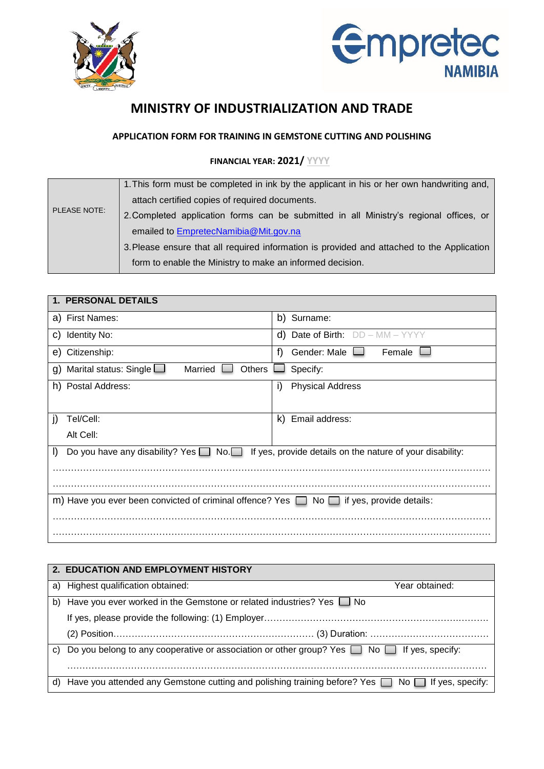# MINISTRY OF INDUSTRIALIZATION AND TRADE

## APPLICATION FORM FOR TRAINING IN GEMSTONE CUTTING AND POLISHING

**FINANCIAL YEAR: 2021/ YYYY**

| PLEASE NOTE: | 1. This form must be completed in ink by the applicant in his or her own handwriting and, attach certified copies of required documents.<br>2. Completed application forms can be submitted in all Ministry's regional offices, or emailed to EmpretecNamibia@Mit.gov.na<br>3. Please ensure that all required information is provided and attached to the Application form to enable the Ministry to make an informed decision. |
|---|---|

| **1. PERSONAL DETAILS** | |
|---|---|
| a) First Names: | b) Surname: |
| c) Identity No: | d) Date of Birth: DD – MM – YYYY |
| e) Citizenship: | f) Gender: Male ☐ Female ☐ |
| g) Marital status: Single ☐ Married ☐ Others ☐ | Specify: |
| h) Postal Address: | i) Physical Address |
| j) Tel/Cell:<br>Alt Cell: | k) Email address: |
| l) Do you have any disability? Yes ☐ No. ☐ If yes, provide details on the nature of your disability:<br>……………………………………………………………………………………………<br>…………………………………………………………………………………………… | |
| m) Have you ever been convicted of criminal offence? Yes ☐ No ☐ if yes, provide details:<br>……………………………………………………………………………………………<br>…………………………………………………………………………………………… | |

| **2. EDUCATION AND EMPLOYMENT HISTORY** | |
|---|---|
| a) Highest qualification obtained: | Year obtained: |
| b) Have you ever worked in the Gemstone or related industries? Yes ☐ No<br>If yes, please provide the following: (1) Employer……………………………………………………<br>(2) Position………………………………………………… (3) Duration: ……………………………… | |
| c) Do you belong to any cooperative or association or other group? Yes ☐ No ☐ If yes, specify:<br>…………………………………………………………………………………………… | |
| d) Have you attended any Gemstone cutting and polishing training before? Yes ☐ No ☐ If yes, specify: | |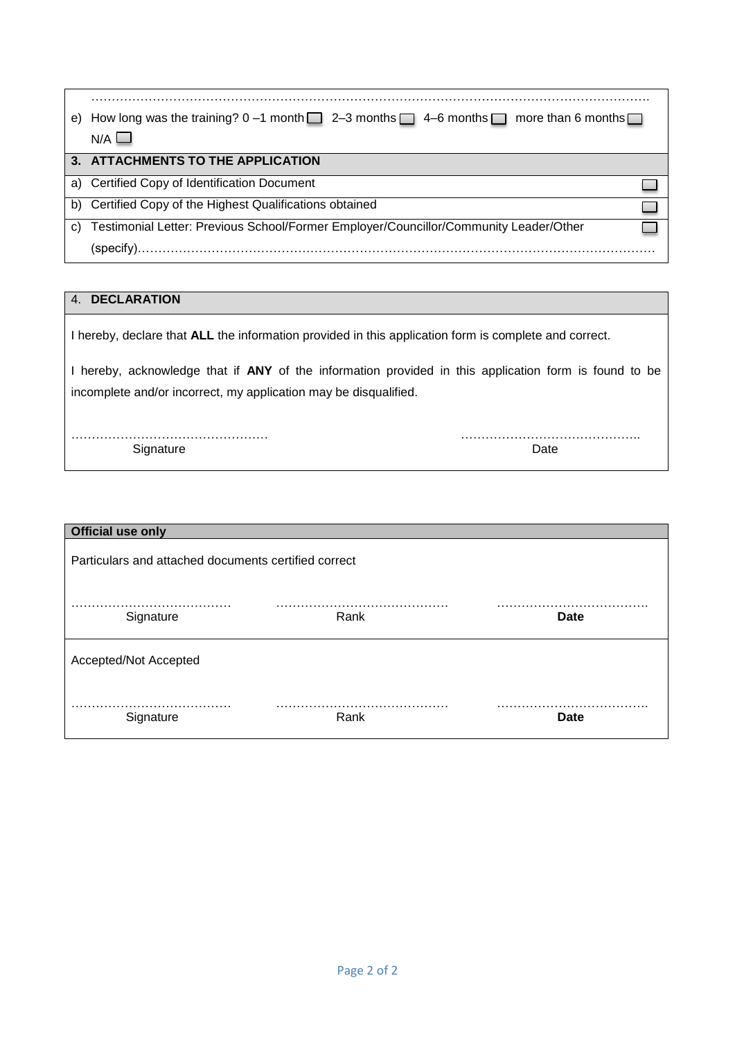……………………………………………………………………………………………………………………………

e) How long was the training? 0 –1 month ☐ 2–3 months ☐ 4–6 months ☐ more than 6 months ☐ N/A ☐

| **3. ATTACHMENTS TO THE APPLICATION** | |
|---|---|
| a) Certified Copy of Identification Document | ☐ |
| b) Certified Copy of the Highest Qualifications obtained | ☐ |
| c) Testimonial Letter: Previous School/Former Employer/Councillor/Community Leader/Other (specify)……………………………………………………………………………………………………………… | ☐ |

## 4. DECLARATION

I hereby, declare that **ALL** the information provided in this application form is complete and correct.

I hereby, acknowledge that if **ANY** of the information provided in this application form is found to be incomplete and/or incorrect, my application may be disqualified.

| | |
|---|---|
| ……………………………………………<br>Signature | ………………………………………..<br>Date |

## Official use only

Particulars and attached documents certified correct

| | | |
|---|---|---|
| …………………………………<br>Signature | ……………………………………<br>Rank | ……………………………….<br>**Date** |

Accepted/Not Accepted

| | | |
|---|---|---|
| …………………………………<br>Signature | ……………………………………<br>Rank | ……………………………….<br>**Date** |